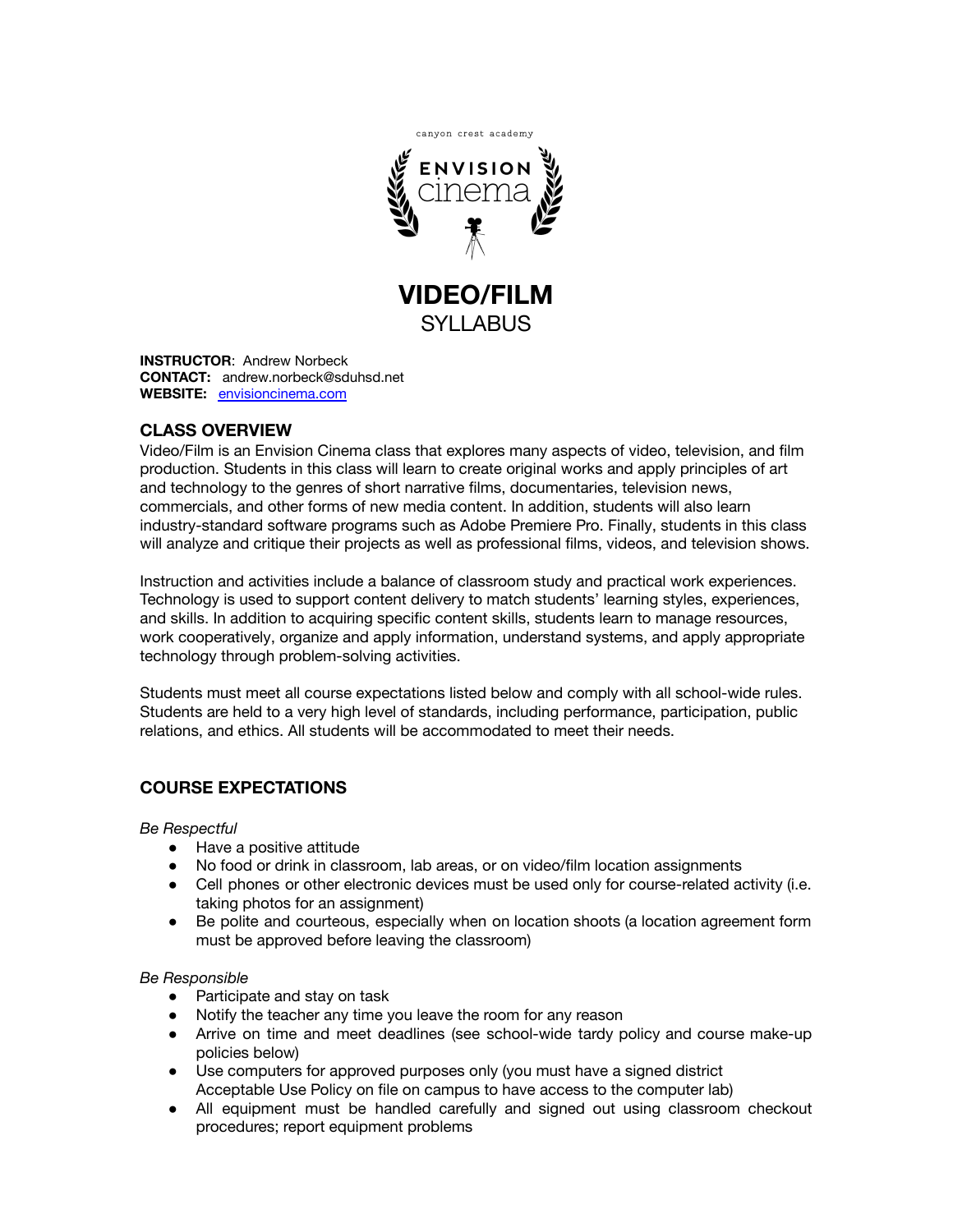canyon crest academy

ENVISION cinema

# VIDEO/FILM
SYLLABUS

**INSTRUCTOR**: Andrew Norbeck
**CONTACT:** andrew.norbeck@sduhsd.net
**WEBSITE:** [envisioncinema.com](envisioncinema.com)

## CLASS OVERVIEW

Video/Film is an Envision Cinema class that explores many aspects of video, television, and film production. Students in this class will learn to create original works and apply principles of art and technology to the genres of short narrative films, documentaries, television news, commercials, and other forms of new media content. In addition, students will also learn industry-standard software programs such as Adobe Premiere Pro. Finally, students in this class will analyze and critique their projects as well as professional films, videos, and television shows.

Instruction and activities include a balance of classroom study and practical work experiences. Technology is used to support content delivery to match students' learning styles, experiences, and skills. In addition to acquiring specific content skills, students learn to manage resources, work cooperatively, organize and apply information, understand systems, and apply appropriate technology through problem-solving activities.

Students must meet all course expectations listed below and comply with all school-wide rules. Students are held to a very high level of standards, including performance, participation, public relations, and ethics. All students will be accommodated to meet their needs.

## COURSE EXPECTATIONS

*Be Respectful*

- Have a positive attitude
- No food or drink in classroom, lab areas, or on video/film location assignments
- Cell phones or other electronic devices must be used only for course-related activity (i.e. taking photos for an assignment)
- Be polite and courteous, especially when on location shoots (a location agreement form must be approved before leaving the classroom)

*Be Responsible*

- Participate and stay on task
- Notify the teacher any time you leave the room for any reason
- Arrive on time and meet deadlines (see school-wide tardy policy and course make-up policies below)
- Use computers for approved purposes only (you must have a signed district Acceptable Use Policy on file on campus to have access to the computer lab)
- All equipment must be handled carefully and signed out using classroom checkout procedures; report equipment problems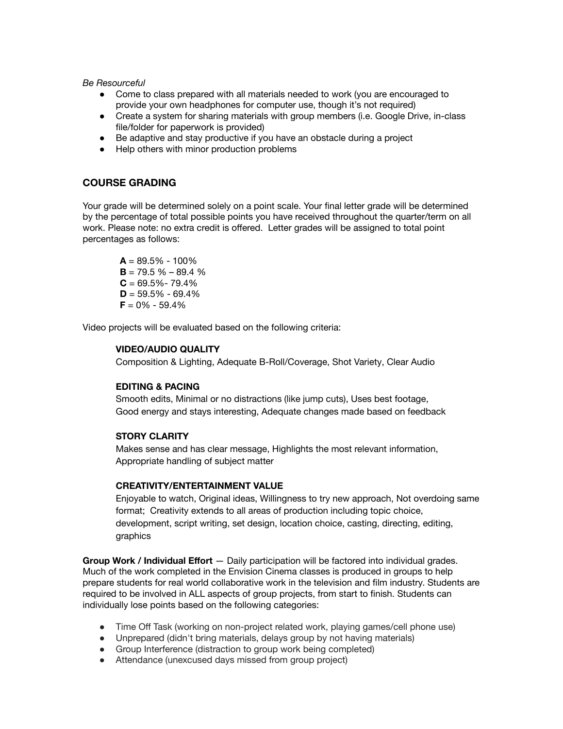*Be Resourceful*

- Come to class prepared with all materials needed to work (you are encouraged to provide your own headphones for computer use, though it's not required)
- Create a system for sharing materials with group members (i.e. Google Drive, in-class file/folder for paperwork is provided)
- Be adaptive and stay productive if you have an obstacle during a project
- Help others with minor production problems

## COURSE GRADING

Your grade will be determined solely on a point scale. Your final letter grade will be determined by the percentage of total possible points you have received throughout the quarter/term on all work. Please note: no extra credit is offered. Letter grades will be assigned to total point percentages as follows:

**A** = 89.5% - 100%
**B** = 79.5 % – 89.4 %
**C** = 69.5%- 79.4%
**D** = 59.5% - 69.4%
**F** = 0% - 59.4%

Video projects will be evaluated based on the following criteria:

**VIDEO/AUDIO QUALITY**
Composition & Lighting, Adequate B-Roll/Coverage, Shot Variety, Clear Audio

**EDITING & PACING**
Smooth edits, Minimal or no distractions (like jump cuts), Uses best footage, Good energy and stays interesting, Adequate changes made based on feedback

**STORY CLARITY**
Makes sense and has clear message, Highlights the most relevant information, Appropriate handling of subject matter

**CREATIVITY/ENTERTAINMENT VALUE**
Enjoyable to watch, Original ideas, Willingness to try new approach, Not overdoing same format; Creativity extends to all areas of production including topic choice, development, script writing, set design, location choice, casting, directing, editing, graphics

**Group Work / Individual Effort** — Daily participation will be factored into individual grades. Much of the work completed in the Envision Cinema classes is produced in groups to help prepare students for real world collaborative work in the television and film industry. Students are required to be involved in ALL aspects of group projects, from start to finish. Students can individually lose points based on the following categories:

- Time Off Task (working on non-project related work, playing games/cell phone use)
- Unprepared (didn't bring materials, delays group by not having materials)
- Group Interference (distraction to group work being completed)
- Attendance (unexcused days missed from group project)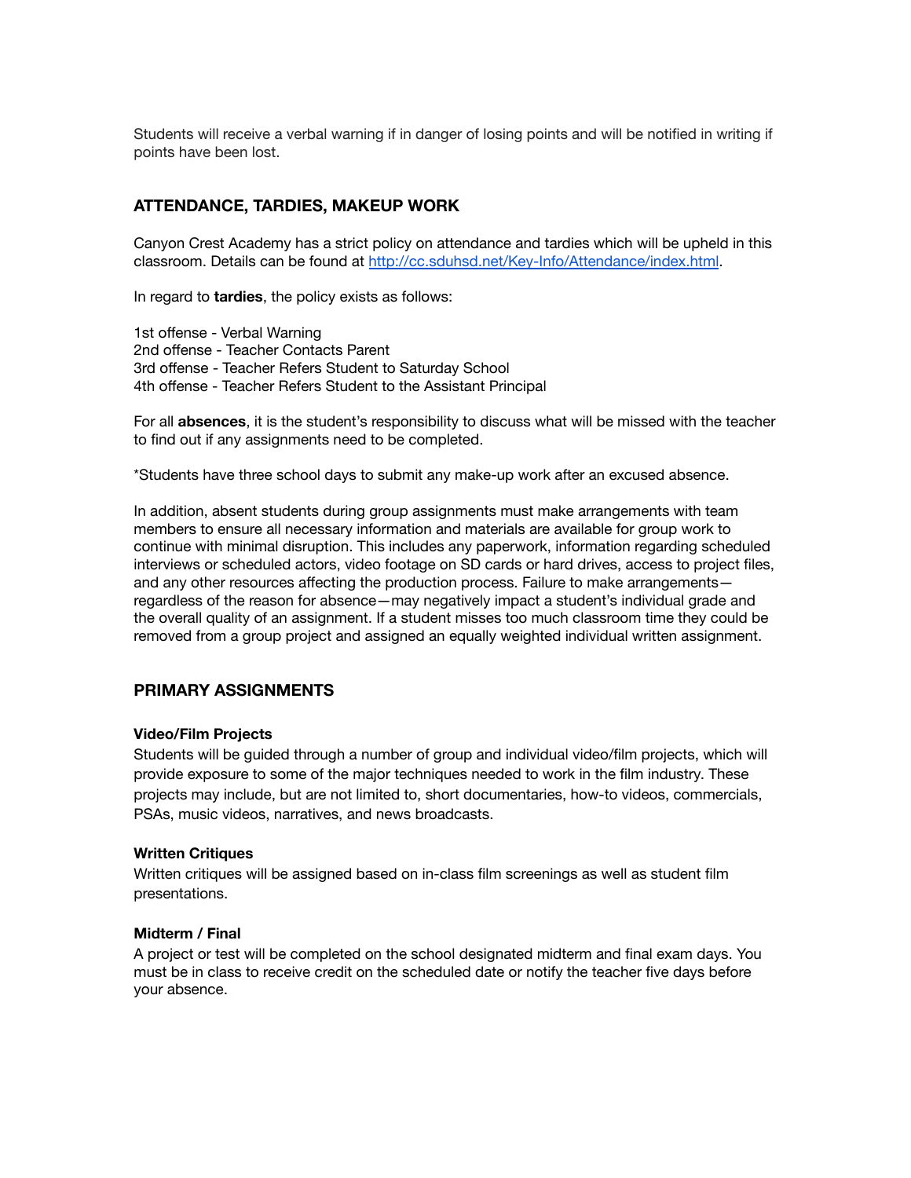Students will receive a verbal warning if in danger of losing points and will be notified in writing if points have been lost.

## ATTENDANCE, TARDIES, MAKEUP WORK

Canyon Crest Academy has a strict policy on attendance and tardies which will be upheld in this classroom. Details can be found at [http://cc.sduhsd.net/Key-Info/Attendance/index.html](http://cc.sduhsd.net/Key-Info/Attendance/index.html).

In regard to **tardies**, the policy exists as follows:

1st offense - Verbal Warning
2nd offense - Teacher Contacts Parent
3rd offense - Teacher Refers Student to Saturday School
4th offense - Teacher Refers Student to the Assistant Principal

For all **absences**, it is the student's responsibility to discuss what will be missed with the teacher to find out if any assignments need to be completed.

*Students have three school days to submit any make-up work after an excused absence.

In addition, absent students during group assignments must make arrangements with team members to ensure all necessary information and materials are available for group work to continue with minimal disruption. This includes any paperwork, information regarding scheduled interviews or scheduled actors, video footage on SD cards or hard drives, access to project files, and any other resources affecting the production process. Failure to make arrangements—regardless of the reason for absence—may negatively impact a student's individual grade and the overall quality of an assignment. If a student misses too much classroom time they could be removed from a group project and assigned an equally weighted individual written assignment.

## PRIMARY ASSIGNMENTS

### Video/Film Projects

Students will be guided through a number of group and individual video/film projects, which will provide exposure to some of the major techniques needed to work in the film industry. These projects may include, but are not limited to, short documentaries, how-to videos, commercials, PSAs, music videos, narratives, and news broadcasts.

### Written Critiques

Written critiques will be assigned based on in-class film screenings as well as student film presentations.

### Midterm / Final

A project or test will be completed on the school designated midterm and final exam days. You must be in class to receive credit on the scheduled date or notify the teacher five days before your absence.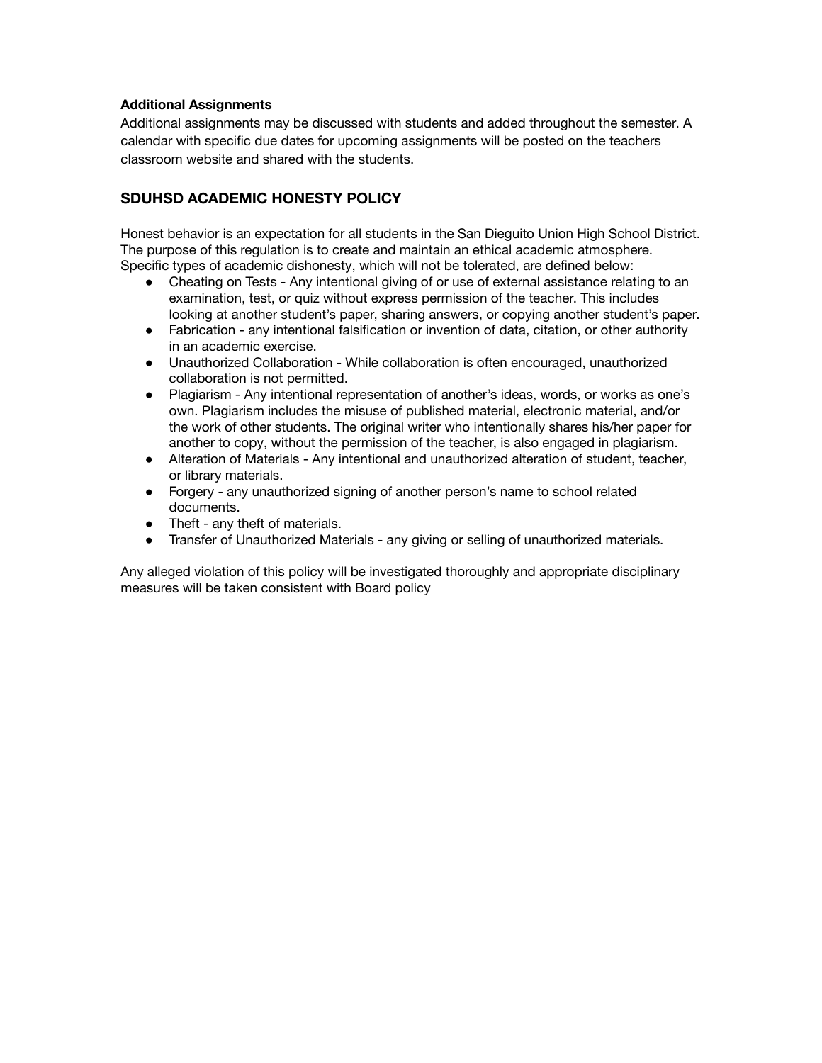**Additional Assignments**

Additional assignments may be discussed with students and added throughout the semester. A calendar with specific due dates for upcoming assignments will be posted on the teachers classroom website and shared with the students.

## SDUHSD ACADEMIC HONESTY POLICY

Honest behavior is an expectation for all students in the San Dieguito Union High School District. The purpose of this regulation is to create and maintain an ethical academic atmosphere. Specific types of academic dishonesty, which will not be tolerated, are defined below:

- Cheating on Tests - Any intentional giving of or use of external assistance relating to an examination, test, or quiz without express permission of the teacher. This includes looking at another student's paper, sharing answers, or copying another student's paper.
- Fabrication - any intentional falsification or invention of data, citation, or other authority in an academic exercise.
- Unauthorized Collaboration - While collaboration is often encouraged, unauthorized collaboration is not permitted.
- Plagiarism - Any intentional representation of another's ideas, words, or works as one's own. Plagiarism includes the misuse of published material, electronic material, and/or the work of other students. The original writer who intentionally shares his/her paper for another to copy, without the permission of the teacher, is also engaged in plagiarism.
- Alteration of Materials - Any intentional and unauthorized alteration of student, teacher, or library materials.
- Forgery - any unauthorized signing of another person's name to school related documents.
- Theft - any theft of materials.
- Transfer of Unauthorized Materials - any giving or selling of unauthorized materials.

Any alleged violation of this policy will be investigated thoroughly and appropriate disciplinary measures will be taken consistent with Board policy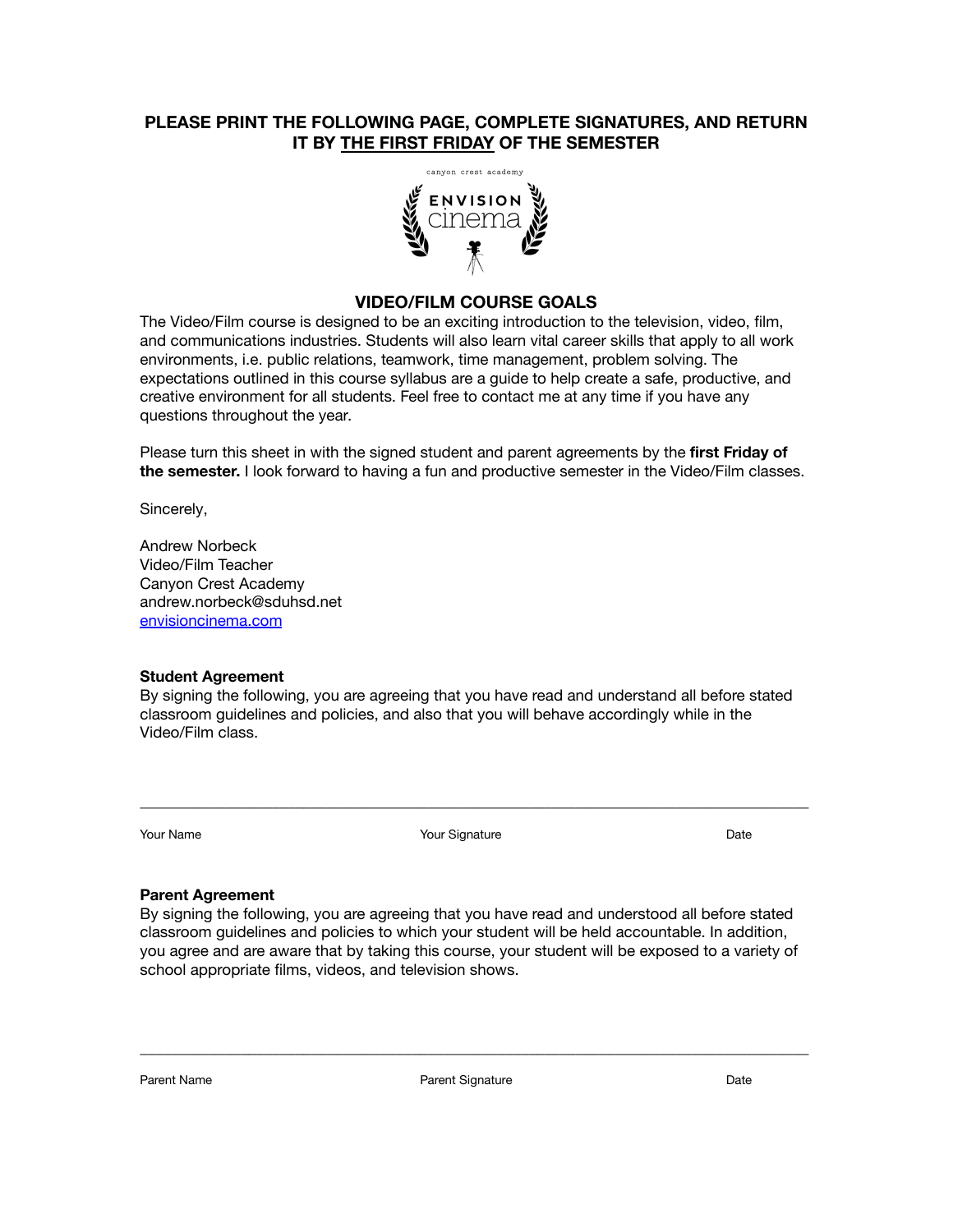**PLEASE PRINT THE FOLLOWING PAGE, COMPLETE SIGNATURES, AND RETURN IT BY THE FIRST FRIDAY OF THE SEMESTER**

canyon crest academy

ENVISION cinema

## VIDEO/FILM COURSE GOALS

The Video/Film course is designed to be an exciting introduction to the television, video, film, and communications industries. Students will also learn vital career skills that apply to all work environments, i.e. public relations, teamwork, time management, problem solving. The expectations outlined in this course syllabus are a guide to help create a safe, productive, and creative environment for all students. Feel free to contact me at any time if you have any questions throughout the year.

Please turn this sheet in with the signed student and parent agreements by the **first Friday of the semester.** I look forward to having a fun and productive semester in the Video/Film classes.

Sincerely,

Andrew Norbeck
Video/Film Teacher
Canyon Crest Academy
andrew.norbeck@sduhsd.net
envisioncinema.com

**Student Agreement**

By signing the following, you are agreeing that you have read and understand all before stated classroom guidelines and policies, and also that you will behave accordingly while in the Video/Film class.

_______________________________________________________________________________

Your Name    Your Signature    Date

**Parent Agreement**

By signing the following, you are agreeing that you have read and understood all before stated classroom guidelines and policies to which your student will be held accountable. In addition, you agree and are aware that by taking this course, your student will be exposed to a variety of school appropriate films, videos, and television shows.

_______________________________________________________________________________

Parent Name    Parent Signature    Date